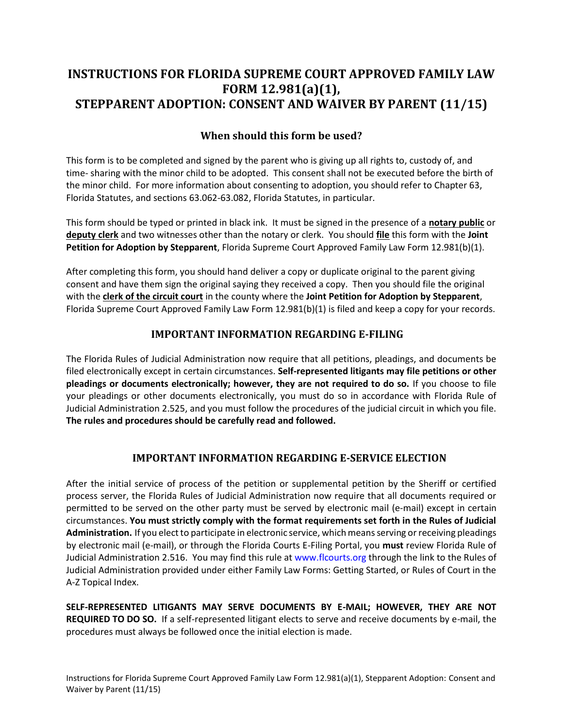# INSTRUCTIONS FOR FLORIDA SUPREME COURT APPROVED FAMILY LAW FORM 12.981(a)(1), STEPPARENT ADOPTION: CONSENT AND WAIVER BY PARENT (11/15)

## When should this form be used?

This form is to be completed and signed by the parent who is giving up all rights to, custody of, and time- sharing with the minor child to be adopted. This consent shall not be executed before the birth of the minor child. For more information about consenting to adoption, you should refer to Chapter 63, Florida Statutes, and sections 63.062-63.082, Florida Statutes, in particular.

This form should be typed or printed in black ink. It must be signed in the presence of a **notary public** or **deputy clerk** and two witnesses other than the notary or clerk. You should **file** this form with the **Joint Petition for Adoption by Stepparent**, Florida Supreme Court Approved Family Law Form 12.981(b)(1).

After completing this form, you should hand deliver a copy or duplicate original to the parent giving consent and have them sign the original saying they received a copy. Then you should file the original with the **clerk of the circuit court** in the county where the **Joint Petition for Adoption by Stepparent**, Florida Supreme Court Approved Family Law Form 12.981(b)(1) is filed and keep a copy for your records.

## IMPORTANT INFORMATION REGARDING E-FILING

The Florida Rules of Judicial Administration now require that all petitions, pleadings, and documents be filed electronically except in certain circumstances. **Self-represented litigants may file petitions or other pleadings or documents electronically; however, they are not required to do so.** If you choose to file your pleadings or other documents electronically, you must do so in accordance with Florida Rule of Judicial Administration 2.525, and you must follow the procedures of the judicial circuit in which you file. **The rules and procedures should be carefully read and followed.**

## IMPORTANT INFORMATION REGARDING E-SERVICE ELECTION

After the initial service of process of the petition or supplemental petition by the Sheriff or certified process server, the Florida Rules of Judicial Administration now require that all documents required or permitted to be served on the other party must be served by electronic mail (e-mail) except in certain circumstances. **You must strictly comply with the format requirements set forth in the Rules of Judicial Administration.** If you elect to participate in electronic service, which means serving or receiving pleadings by electronic mail (e-mail), or through the Florida Courts E-Filing Portal, you **must** review Florida Rule of Judicial Administration 2.516. You may find this rule at www.flcourts.org through the link to the Rules of Judicial Administration provided under either Family Law Forms: Getting Started, or Rules of Court in the A-Z Topical Index.

**SELF-REPRESENTED LITIGANTS MAY SERVE DOCUMENTS BY E-MAIL; HOWEVER, THEY ARE NOT REQUIRED TO DO SO.** If a self-represented litigant elects to serve and receive documents by e-mail, the procedures must always be followed once the initial election is made.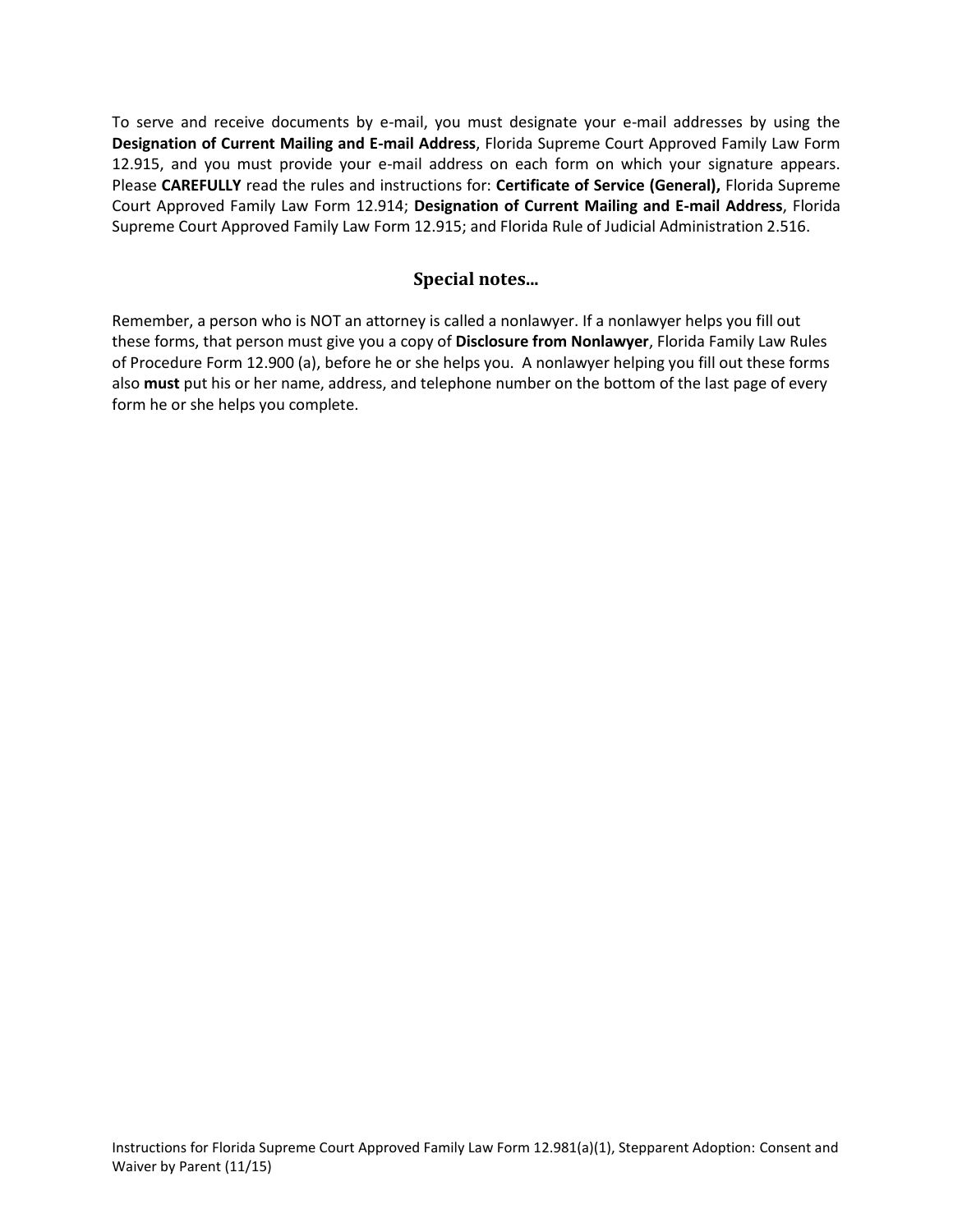To serve and receive documents by e-mail, you must designate your e-mail addresses by using the **Designation of Current Mailing and E-mail Address**, Florida Supreme Court Approved Family Law Form 12.915, and you must provide your e-mail address on each form on which your signature appears. Please **CAREFULLY** read the rules and instructions for: **Certificate of Service (General),** Florida Supreme Court Approved Family Law Form 12.914; **Designation of Current Mailing and E-mail Address**, Florida Supreme Court Approved Family Law Form 12.915; and Florida Rule of Judicial Administration 2.516.

## Special notes...

Remember, a person who is NOT an attorney is called a nonlawyer. If a nonlawyer helps you fill out these forms, that person must give you a copy of **Disclosure from Nonlawyer**, Florida Family Law Rules of Procedure Form 12.900 (a), before he or she helps you. A nonlawyer helping you fill out these forms also **must** put his or her name, address, and telephone number on the bottom of the last page of every form he or she helps you complete.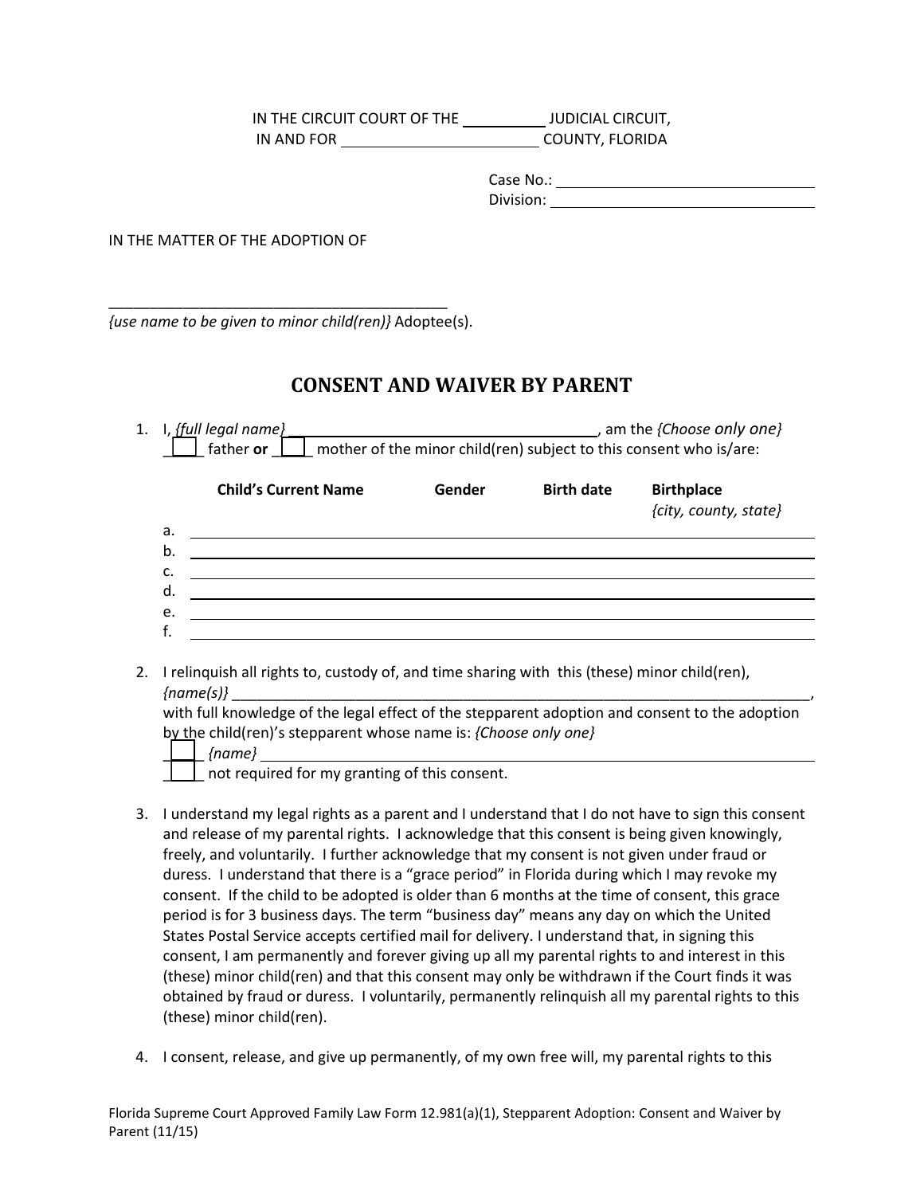IN THE CIRCUIT COURT OF THE __________ JUDICIAL CIRCUIT,
IN AND FOR ______________________ COUNTY, FLORIDA

Case No.: ______________________
Division: ______________________

IN THE MATTER OF THE ADOPTION OF

_________________________________________
*{use name to be given to minor child(ren)}* Adoptee(s).

# CONSENT AND WAIVER BY PARENT

1. I, *{full legal name}* ____________________________________, am the *{Choose only one}* ___ father **or** ___ mother of the minor child(ren) subject to this consent who is/are:

| | Child's Current Name | Gender | Birth date | Birthplace *{city, county, state}* |
|---|---|---|---|---|
| a. | | | | |
| b. | | | | |
| c. | | | | |
| d. | | | | |
| e. | | | | |
| f. | | | | |

2. I relinquish all rights to, custody of, and time sharing with this (these) minor child(ren), *{name(s)}* ______________________________________________________________________, with full knowledge of the legal effect of the stepparent adoption and consent to the adoption by the child(ren)'s stepparent whose name is: *{Choose only one}*
   ___ *{name}* ______________________________________________________________
   ___ not required for my granting of this consent.

3. I understand my legal rights as a parent and I understand that I do not have to sign this consent and release of my parental rights. I acknowledge that this consent is being given knowingly, freely, and voluntarily. I further acknowledge that my consent is not given under fraud or duress. I understand that there is a "grace period" in Florida during which I may revoke my consent. If the child to be adopted is older than 6 months at the time of consent, this grace period is for 3 business days. The term "business day" means any day on which the United States Postal Service accepts certified mail for delivery. I understand that, in signing this consent, I am permanently and forever giving up all my parental rights to and interest in this (these) minor child(ren) and that this consent may only be withdrawn if the Court finds it was obtained by fraud or duress. I voluntarily, permanently relinquish all my parental rights to this (these) minor child(ren).

4. I consent, release, and give up permanently, of my own free will, my parental rights to this

Florida Supreme Court Approved Family Law Form 12.981(a)(1), Stepparent Adoption: Consent and Waiver by Parent (11/15)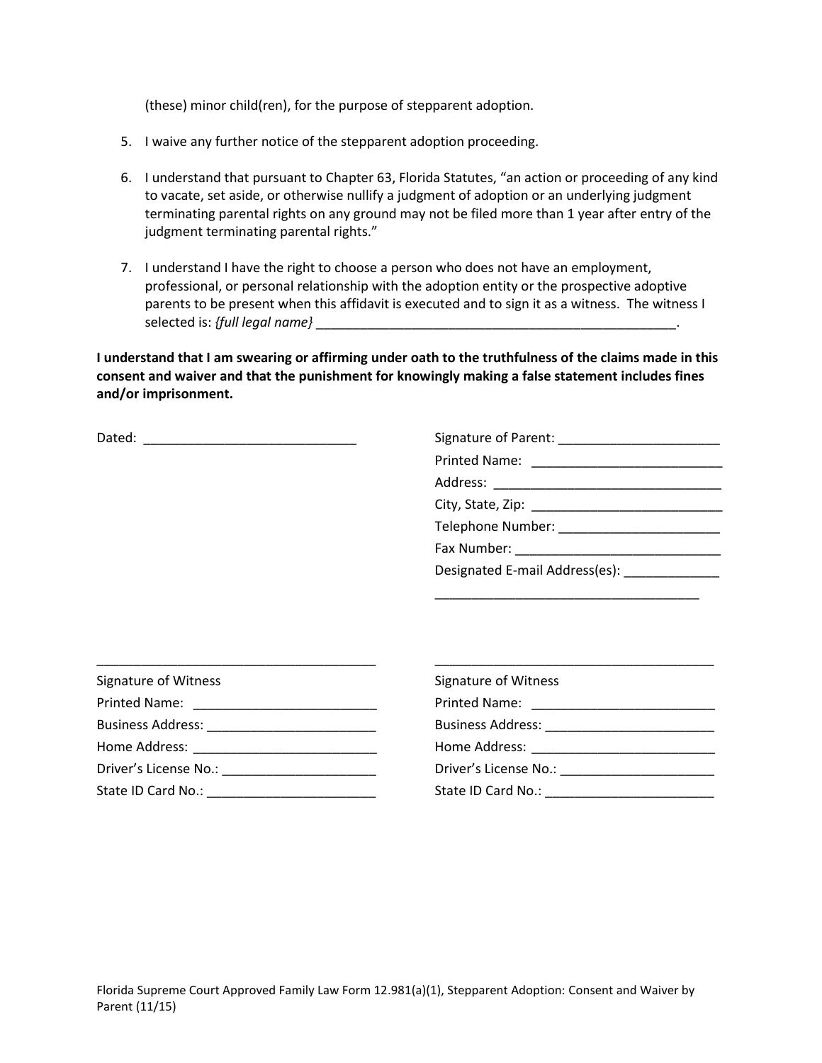(these) minor child(ren), for the purpose of stepparent adoption.

5. I waive any further notice of the stepparent adoption proceeding.

6. I understand that pursuant to Chapter 63, Florida Statutes, "an action or proceeding of any kind to vacate, set aside, or otherwise nullify a judgment of adoption or an underlying judgment terminating parental rights on any ground may not be filed more than 1 year after entry of the judgment terminating parental rights."

7. I understand I have the right to choose a person who does not have an employment, professional, or personal relationship with the adoption entity or the prospective adoptive parents to be present when this affidavit is executed and to sign it as a witness. The witness I selected is: *{full legal name}* ____________________________________________________.

**I understand that I am swearing or affirming under oath to the truthfulness of the claims made in this consent and waiver and that the punishment for knowingly making a false statement includes fines and/or imprisonment.**

Dated: ______________________________

Signature of Parent: ______________________
Printed Name: ___________________________
Address: ________________________________
City, State, Zip: __________________________
Telephone Number: ______________________
Fax Number: ____________________________
Designated E-mail Address(es): _____________
_____________________________________

_______________________________________
Signature of Witness
Printed Name: _________________________
Business Address: _______________________
Home Address: _________________________
Driver's License No.: _____________________
State ID Card No.: _______________________

_______________________________________
Signature of Witness
Printed Name: _________________________
Business Address: _______________________
Home Address: _________________________
Driver's License No.: _____________________
State ID Card No.: _______________________

Florida Supreme Court Approved Family Law Form 12.981(a)(1), Stepparent Adoption: Consent and Waiver by Parent (11/15)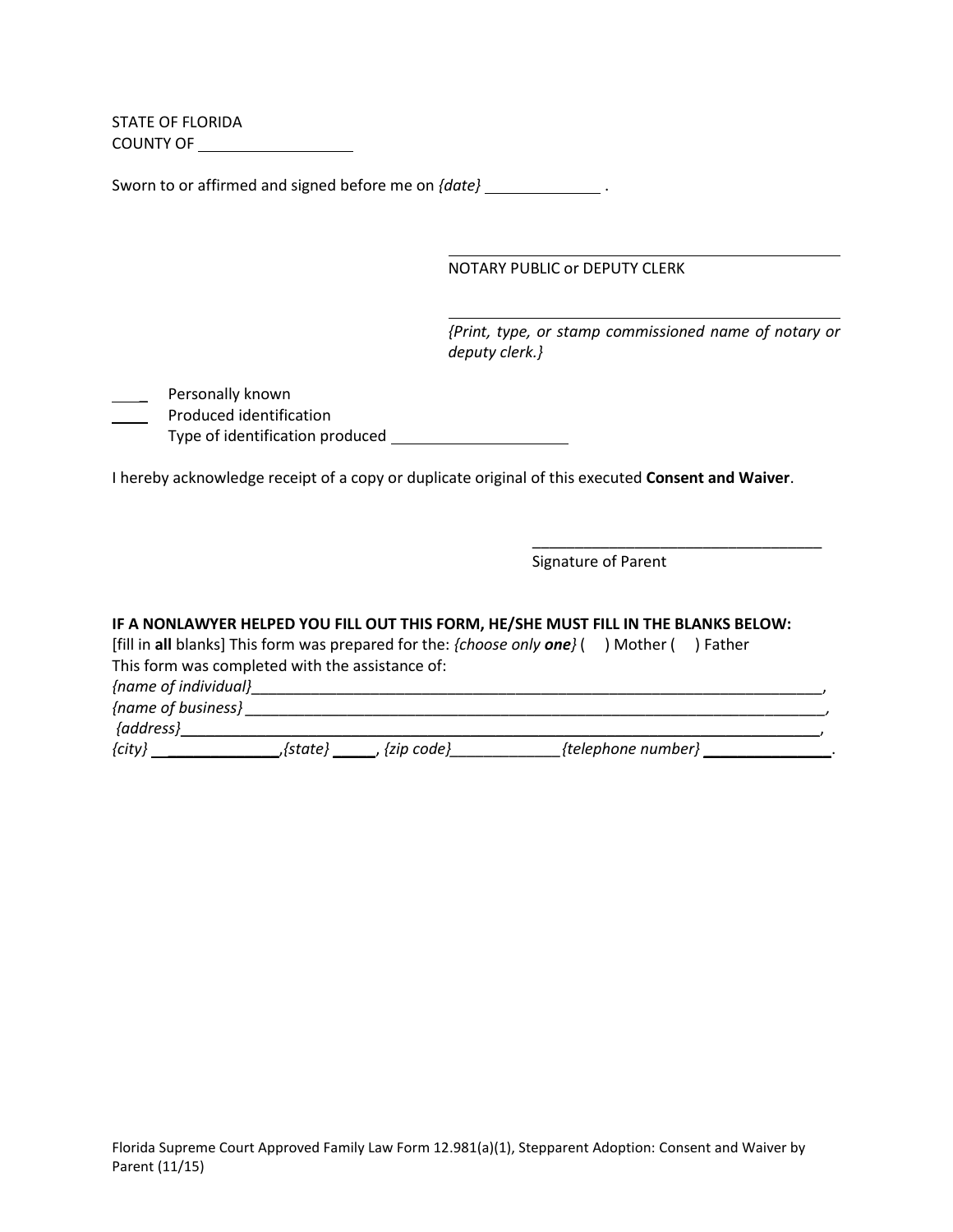STATE OF FLORIDA
COUNTY OF ____________________

Sworn to or affirmed and signed before me on *{date}* ______________ .

______________________________________________
NOTARY PUBLIC or DEPUTY CLERK

______________________________________________
*{Print, type, or stamp commissioned name of notary or deputy clerk.}*

____ Personally known
____ Produced identification
Type of identification produced ______________________

I hereby acknowledge receipt of a copy or duplicate original of this executed **Consent and Waiver**.

____________________________________
Signature of Parent

**IF A NONLAWYER HELPED YOU FILL OUT THIS FORM, HE/SHE MUST FILL IN THE BLANKS BELOW:**
[fill in **all** blanks] This form was prepared for the: *{choose only **one**}* ( ) Mother ( ) Father
This form was completed with the assistance of:
*{name of individual}*________________________________________________________________________,
*{name of business}* ________________________________________________________________________,
*{address}*______________________________________________________________________________,
*{city}* ________________,*{state}* _____, *{zip code}*_____________*{telephone number}* _______________.

Florida Supreme Court Approved Family Law Form 12.981(a)(1), Stepparent Adoption: Consent and Waiver by Parent (11/15)